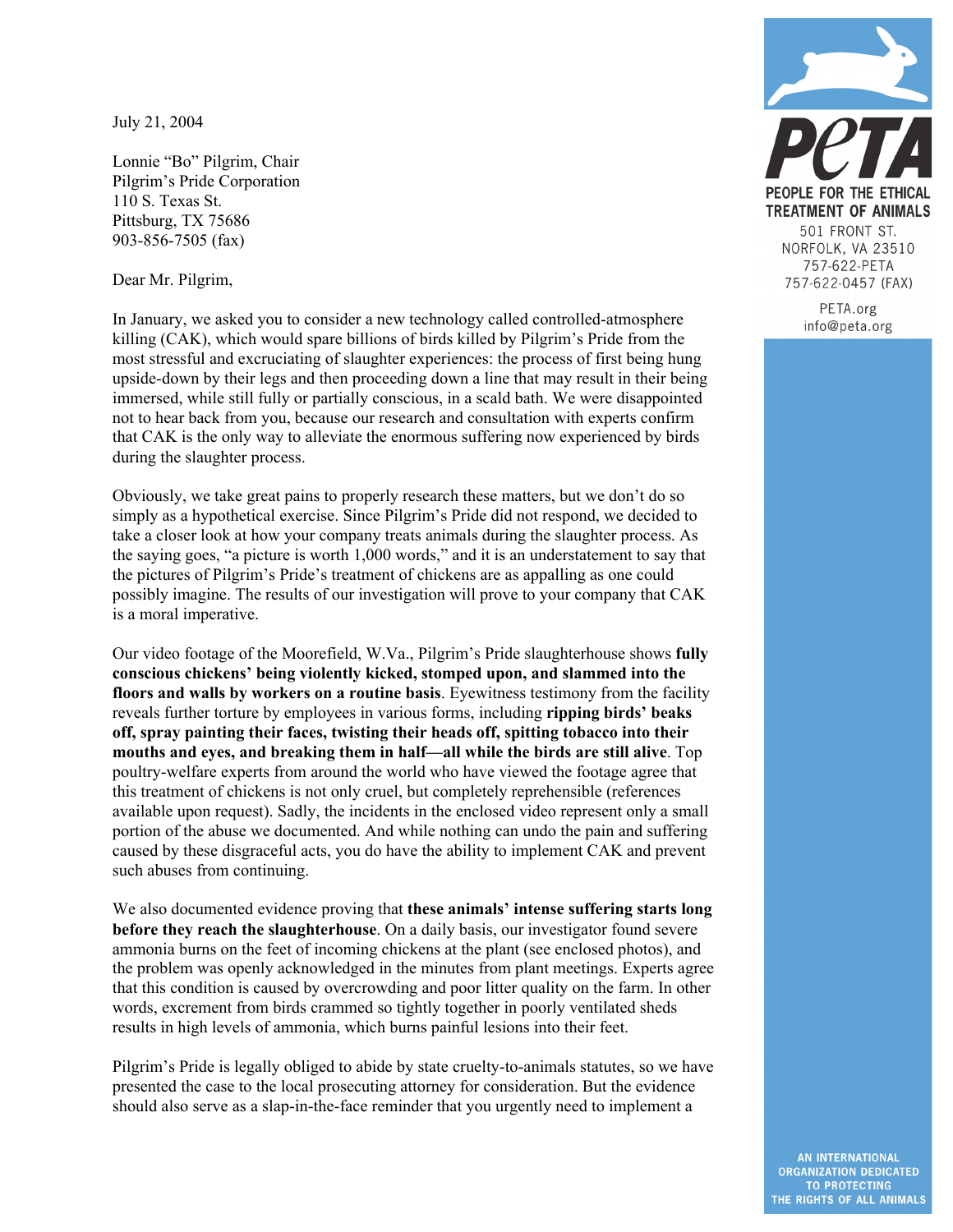PETA

PEOPLE FOR THE ETHICAL TREATMENT OF ANIMALS
501 FRONT ST.
NORFOLK, VA 23510
757-622-PETA
757-622-0457 (FAX)

PETA.org
info@peta.org

AN INTERNATIONAL ORGANIZATION DEDICATED TO PROTECTING THE RIGHTS OF ALL ANIMALS

July 21, 2004

Lonnie "Bo" Pilgrim, Chair
Pilgrim's Pride Corporation
110 S. Texas St.
Pittsburg, TX 75686
903-856-7505 (fax)

Dear Mr. Pilgrim,

In January, we asked you to consider a new technology called controlled-atmosphere killing (CAK), which would spare billions of birds killed by Pilgrim's Pride from the most stressful and excruciating of slaughter experiences: the process of first being hung upside-down by their legs and then proceeding down a line that may result in their being immersed, while still fully or partially conscious, in a scald bath. We were disappointed not to hear back from you, because our research and consultation with experts confirm that CAK is the only way to alleviate the enormous suffering now experienced by birds during the slaughter process.

Obviously, we take great pains to properly research these matters, but we don't do so simply as a hypothetical exercise. Since Pilgrim's Pride did not respond, we decided to take a closer look at how your company treats animals during the slaughter process. As the saying goes, "a picture is worth 1,000 words," and it is an understatement to say that the pictures of Pilgrim's Pride's treatment of chickens are as appalling as one could possibly imagine. The results of our investigation will prove to your company that CAK is a moral imperative.

Our video footage of the Moorefield, W.Va., Pilgrim's Pride slaughterhouse shows **fully conscious chickens' being violently kicked, stomped upon, and slammed into the floors and walls by workers on a routine basis**. Eyewitness testimony from the facility reveals further torture by employees in various forms, including **ripping birds' beaks off, spray painting their faces, twisting their heads off, spitting tobacco into their mouths and eyes, and breaking them in half—all while the birds are still alive**. Top poultry-welfare experts from around the world who have viewed the footage agree that this treatment of chickens is not only cruel, but completely reprehensible (references available upon request). Sadly, the incidents in the enclosed video represent only a small portion of the abuse we documented. And while nothing can undo the pain and suffering caused by these disgraceful acts, you do have the ability to implement CAK and prevent such abuses from continuing.

We also documented evidence proving that **these animals' intense suffering starts long before they reach the slaughterhouse**. On a daily basis, our investigator found severe ammonia burns on the feet of incoming chickens at the plant (see enclosed photos), and the problem was openly acknowledged in the minutes from plant meetings. Experts agree that this condition is caused by overcrowding and poor litter quality on the farm. In other words, excrement from birds crammed so tightly together in poorly ventilated sheds results in high levels of ammonia, which burns painful lesions into their feet.

Pilgrim's Pride is legally obliged to abide by state cruelty-to-animals statutes, so we have presented the case to the local prosecuting attorney for consideration. But the evidence should also serve as a slap-in-the-face reminder that you urgently need to implement a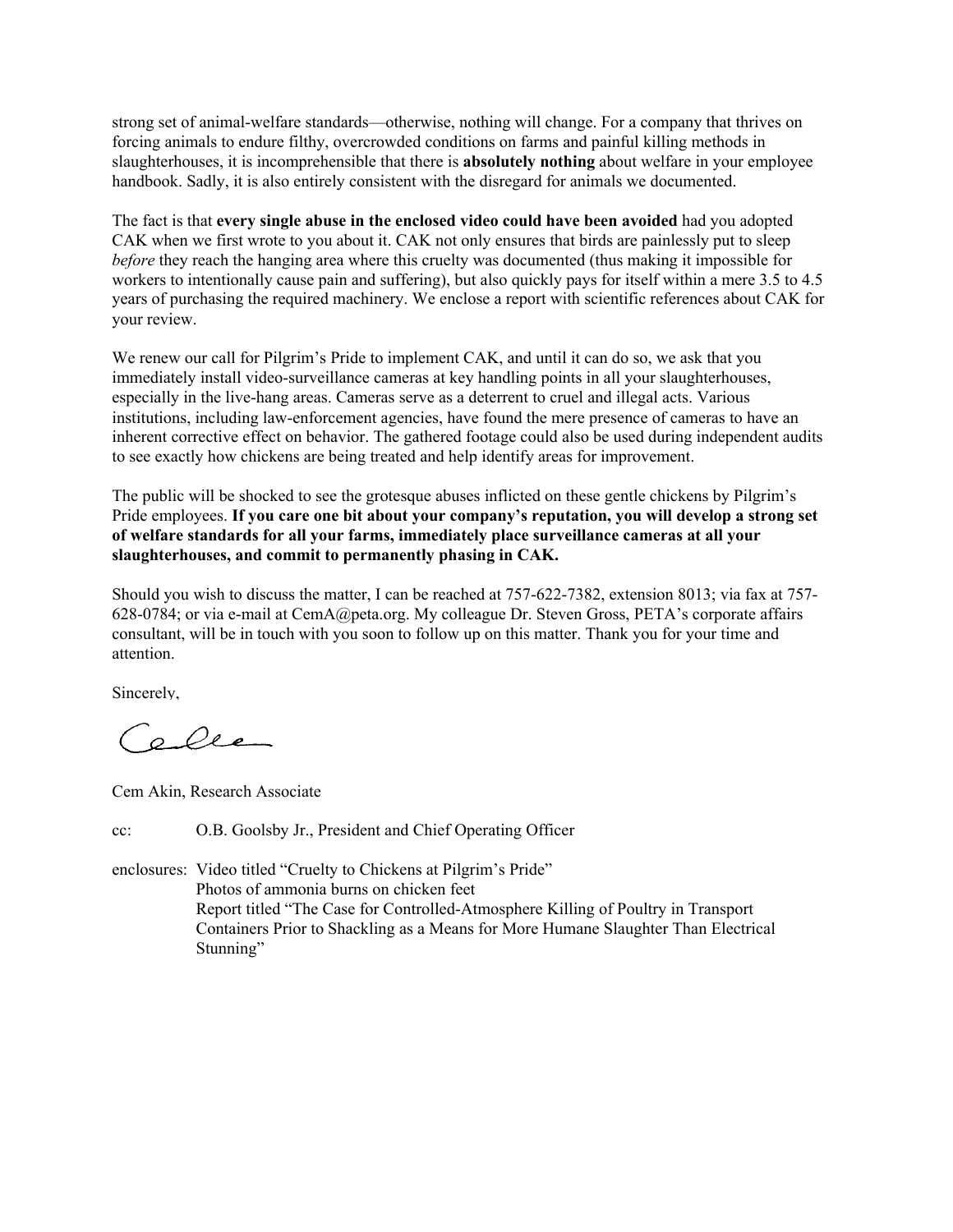strong set of animal-welfare standards—otherwise, nothing will change. For a company that thrives on forcing animals to endure filthy, overcrowded conditions on farms and painful killing methods in slaughterhouses, it is incomprehensible that there is **absolutely nothing** about welfare in your employee handbook. Sadly, it is also entirely consistent with the disregard for animals we documented.

The fact is that **every single abuse in the enclosed video could have been avoided** had you adopted CAK when we first wrote to you about it. CAK not only ensures that birds are painlessly put to sleep *before* they reach the hanging area where this cruelty was documented (thus making it impossible for workers to intentionally cause pain and suffering), but also quickly pays for itself within a mere 3.5 to 4.5 years of purchasing the required machinery. We enclose a report with scientific references about CAK for your review.

We renew our call for Pilgrim's Pride to implement CAK, and until it can do so, we ask that you immediately install video-surveillance cameras at key handling points in all your slaughterhouses, especially in the live-hang areas. Cameras serve as a deterrent to cruel and illegal acts. Various institutions, including law-enforcement agencies, have found the mere presence of cameras to have an inherent corrective effect on behavior. The gathered footage could also be used during independent audits to see exactly how chickens are being treated and help identify areas for improvement.

The public will be shocked to see the grotesque abuses inflicted on these gentle chickens by Pilgrim's Pride employees. **If you care one bit about your company's reputation, you will develop a strong set of welfare standards for all your farms, immediately place surveillance cameras at all your slaughterhouses, and commit to permanently phasing in CAK.**

Should you wish to discuss the matter, I can be reached at 757-622-7382, extension 8013; via fax at 757-628-0784; or via e-mail at CemA@peta.org. My colleague Dr. Steven Gross, PETA's corporate affairs consultant, will be in touch with you soon to follow up on this matter. Thank you for your time and attention.

Sincerely,

Cem Akin, Research Associate

cc: O.B. Goolsby Jr., President and Chief Operating Officer

enclosures: Video titled "Cruelty to Chickens at Pilgrim's Pride"
Photos of ammonia burns on chicken feet
Report titled "The Case for Controlled-Atmosphere Killing of Poultry in Transport Containers Prior to Shackling as a Means for More Humane Slaughter Than Electrical Stunning"